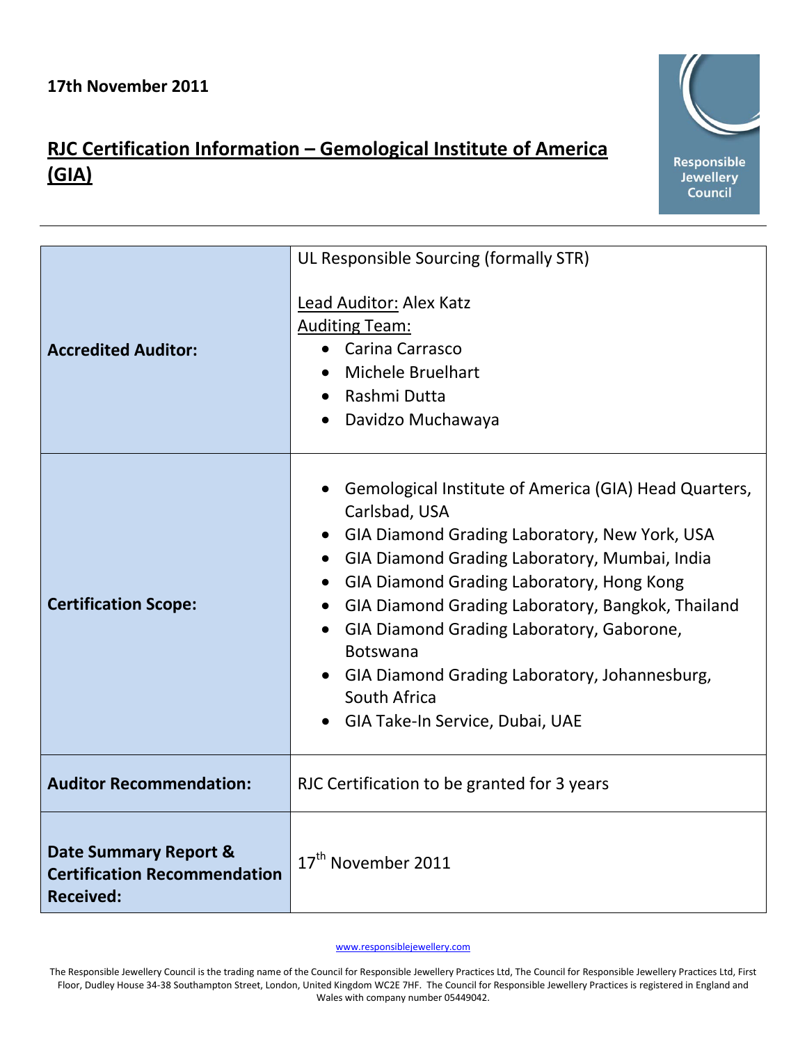**17th November 2011**

# RJC Certification Information – Gemological Institute of America (GIA)

Responsible Jewellery Council

| | |
|---|---|
| **Accredited Auditor:** | UL Responsible Sourcing (formally STR)<br><br>Lead Auditor: Alex Katz<br>Auditing Team:<br>• Carina Carrasco<br>• Michele Bruelhart<br>• Rashmi Dutta<br>• Davidzo Muchawaya |
| **Certification Scope:** | • Gemological Institute of America (GIA) Head Quarters, Carlsbad, USA<br>• GIA Diamond Grading Laboratory, New York, USA<br>• GIA Diamond Grading Laboratory, Mumbai, India<br>• GIA Diamond Grading Laboratory, Hong Kong<br>• GIA Diamond Grading Laboratory, Bangkok, Thailand<br>• GIA Diamond Grading Laboratory, Gaborone, Botswana<br>• GIA Diamond Grading Laboratory, Johannesburg, South Africa<br>• GIA Take-In Service, Dubai, UAE |
| **Auditor Recommendation:** | RJC Certification to be granted for 3 years |
| **Date Summary Report & Certification Recommendation Received:** | 17th November 2011 |

www.responsiblejewellery.com

The Responsible Jewellery Council is the trading name of the Council for Responsible Jewellery Practices Ltd, The Council for Responsible Jewellery Practices Ltd, First Floor, Dudley House 34-38 Southampton Street, London, United Kingdom WC2E 7HF. The Council for Responsible Jewellery Practices is registered in England and Wales with company number 05449042.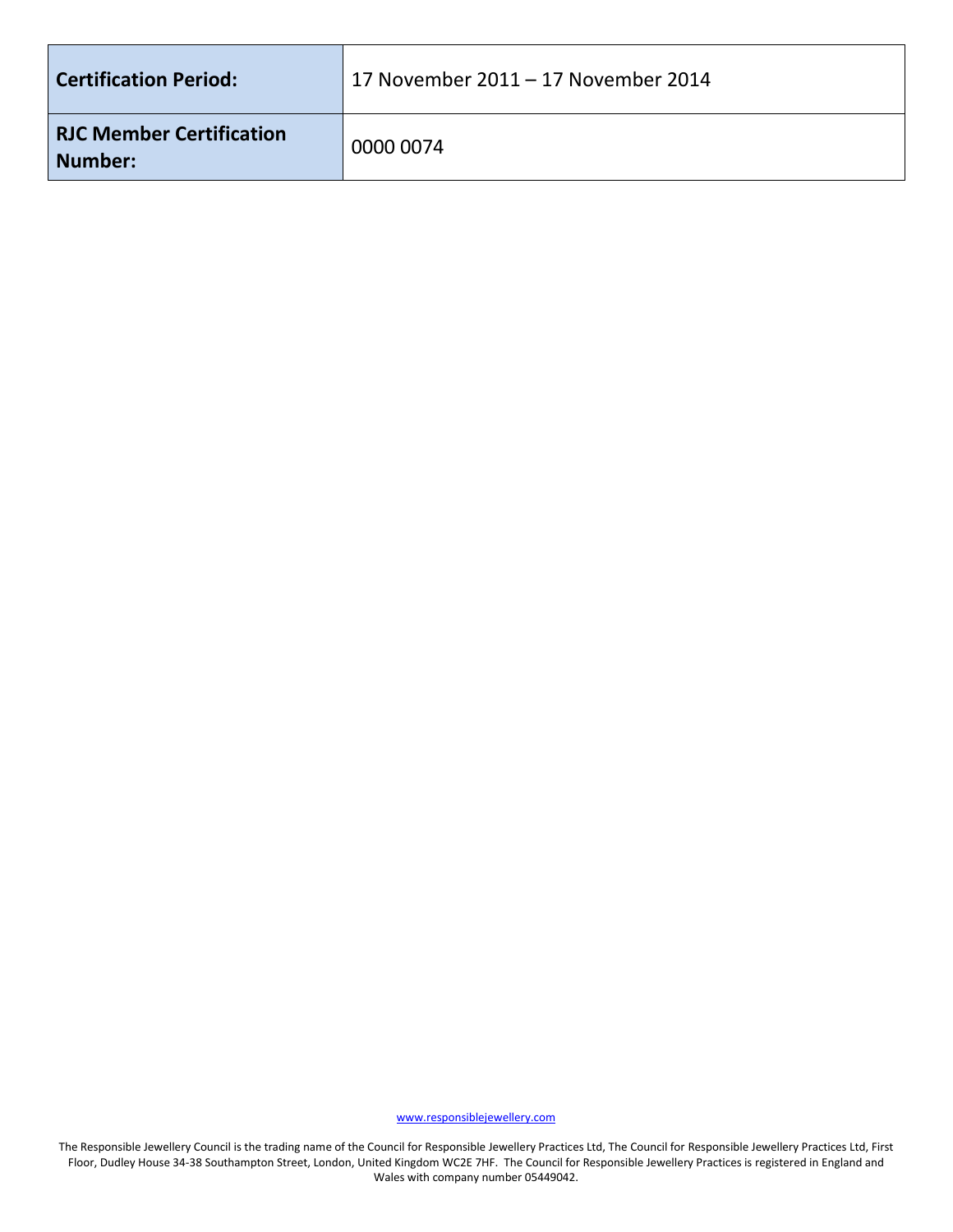| **Certification Period:** | 17 November 2011 – 17 November 2014 |
| --- | --- |
| **RJC Member Certification Number:** | 0000 0074 |

www.responsiblejewellery.com

The Responsible Jewellery Council is the trading name of the Council for Responsible Jewellery Practices Ltd, The Council for Responsible Jewellery Practices Ltd, First Floor, Dudley House 34-38 Southampton Street, London, United Kingdom WC2E 7HF. The Council for Responsible Jewellery Practices is registered in England and Wales with company number 05449042.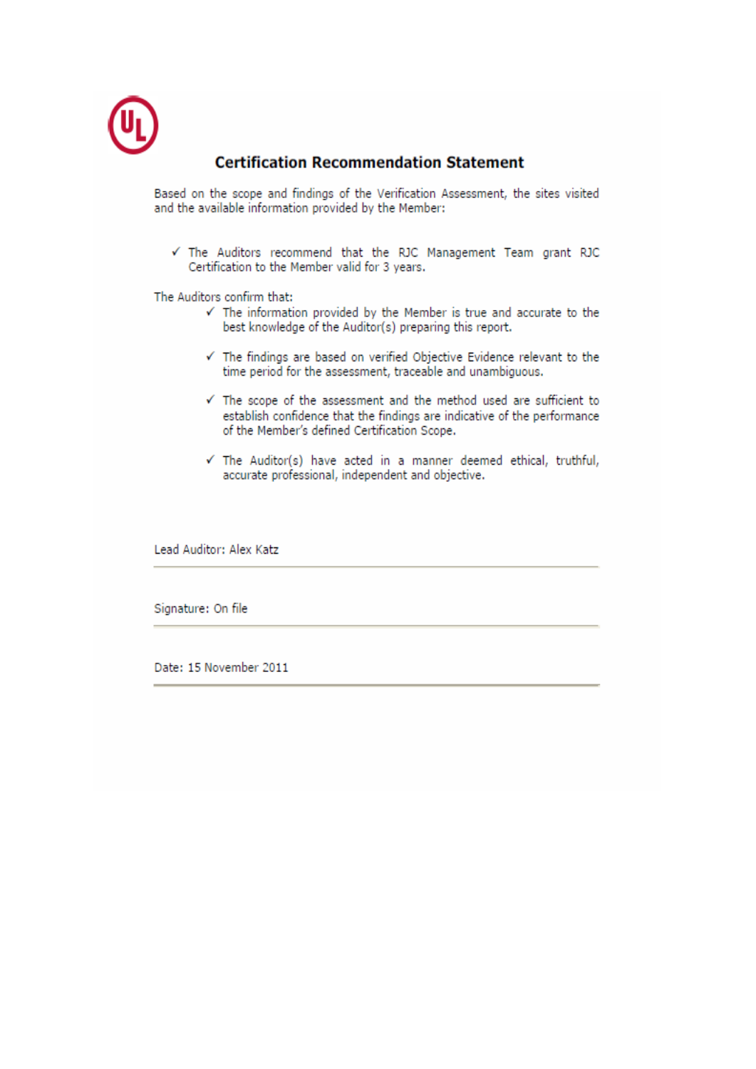# Certification Recommendation Statement

Based on the scope and findings of the Verification Assessment, the sites visited and the available information provided by the Member:

- ✓ The Auditors recommend that the RJC Management Team grant RJC Certification to the Member valid for 3 years.

The Auditors confirm that:

- ✓ The information provided by the Member is true and accurate to the best knowledge of the Auditor(s) preparing this report.
- ✓ The findings are based on verified Objective Evidence relevant to the time period for the assessment, traceable and unambiguous.
- ✓ The scope of the assessment and the method used are sufficient to establish confidence that the findings are indicative of the performance of the Member's defined Certification Scope.
- ✓ The Auditor(s) have acted in a manner deemed ethical, truthful, accurate professional, independent and objective.

Lead Auditor: Alex Katz

Signature: On file

Date: 15 November 2011